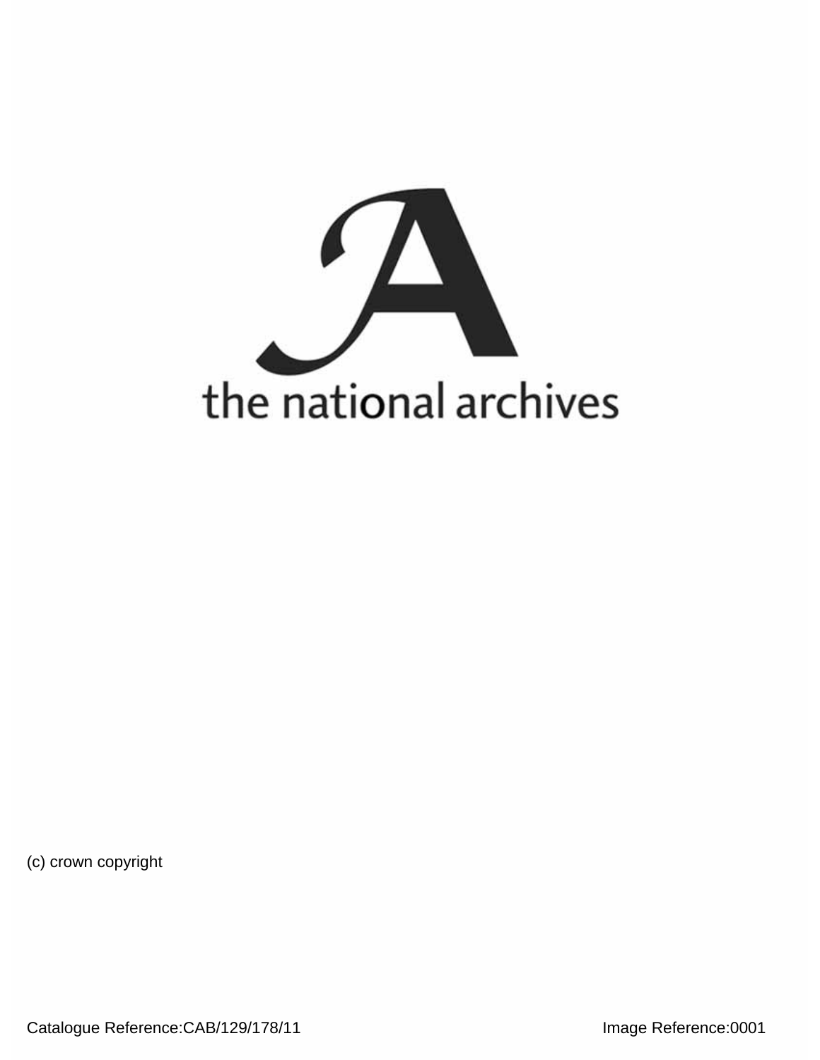the national archives

(c) crown copyright

Catalogue Reference:CAB/129/178/11

Image Reference:0001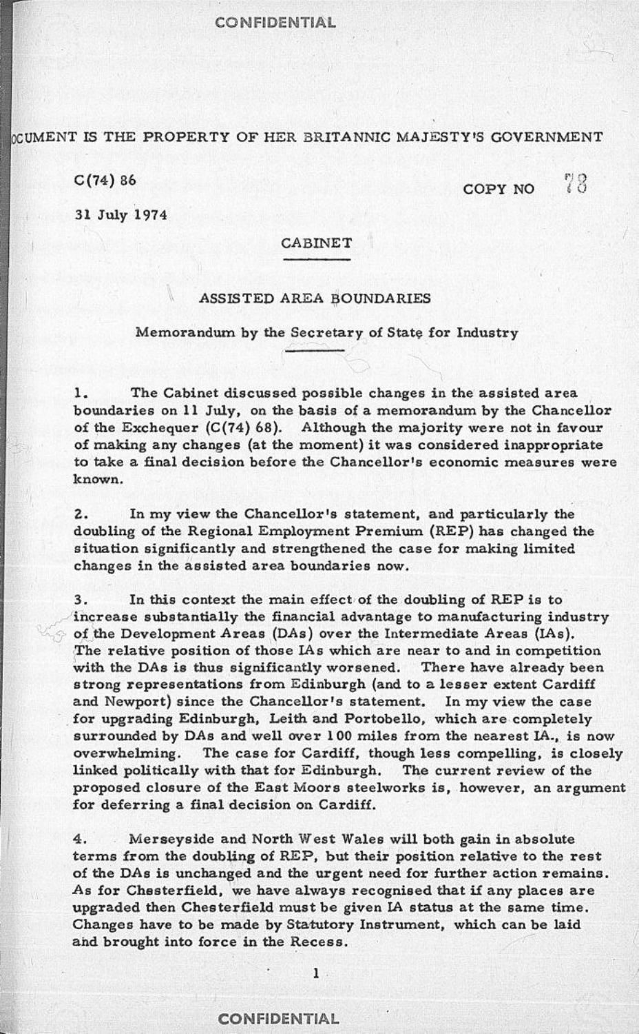CONFIDENTIAL

(THIS DO)CUMENT IS THE PROPERTY OF HER BRITANNIC MAJESTY'S GOVERNMENT

C(74) 86

COPY NO 78

31 July 1974

CABINET

## ASSISTED AREA BOUNDARIES

Memorandum by the Secretary of State for Industry

1. The Cabinet discussed possible changes in the assisted area boundaries on 11 July, on the basis of a memorandum by the Chancellor of the Exchequer (C(74) 68). Although the majority were not in favour of making any changes (at the moment) it was considered inappropriate to take a final decision before the Chancellor's economic measures were known.

2. In my view the Chancellor's statement, and particularly the doubling of the Regional Employment Premium (REP) has changed the situation significantly and strengthened the case for making limited changes in the assisted area boundaries now.

3. In this context the main effect of the doubling of REP is to increase substantially the financial advantage to manufacturing industry of the Development Areas (DAs) over the Intermediate Areas (IAs). The relative position of those IAs which are near to and in competition with the DAs is thus significantly worsened. There have already been strong representations from Edinburgh (and to a lesser extent Cardiff and Newport) since the Chancellor's statement. In my view the case for upgrading Edinburgh, Leith and Portobello, which are completely surrounded by DAs and well over 100 miles from the nearest IA., is now overwhelming. The case for Cardiff, though less compelling, is closely linked politically with that for Edinburgh. The current review of the proposed closure of the East Moors steelworks is, however, an argument for deferring a final decision on Cardiff.

4. Merseyside and North West Wales will both gain in absolute terms from the doubling of REP, but their position relative to the rest of the DAs is unchanged and the urgent need for further action remains. As for Chesterfield, we have always recognised that if any places are upgraded then Chesterfield must be given IA status at the same time. Changes have to be made by Statutory Instrument, which can be laid and brought into force in the Recess.

CONFIDENTIAL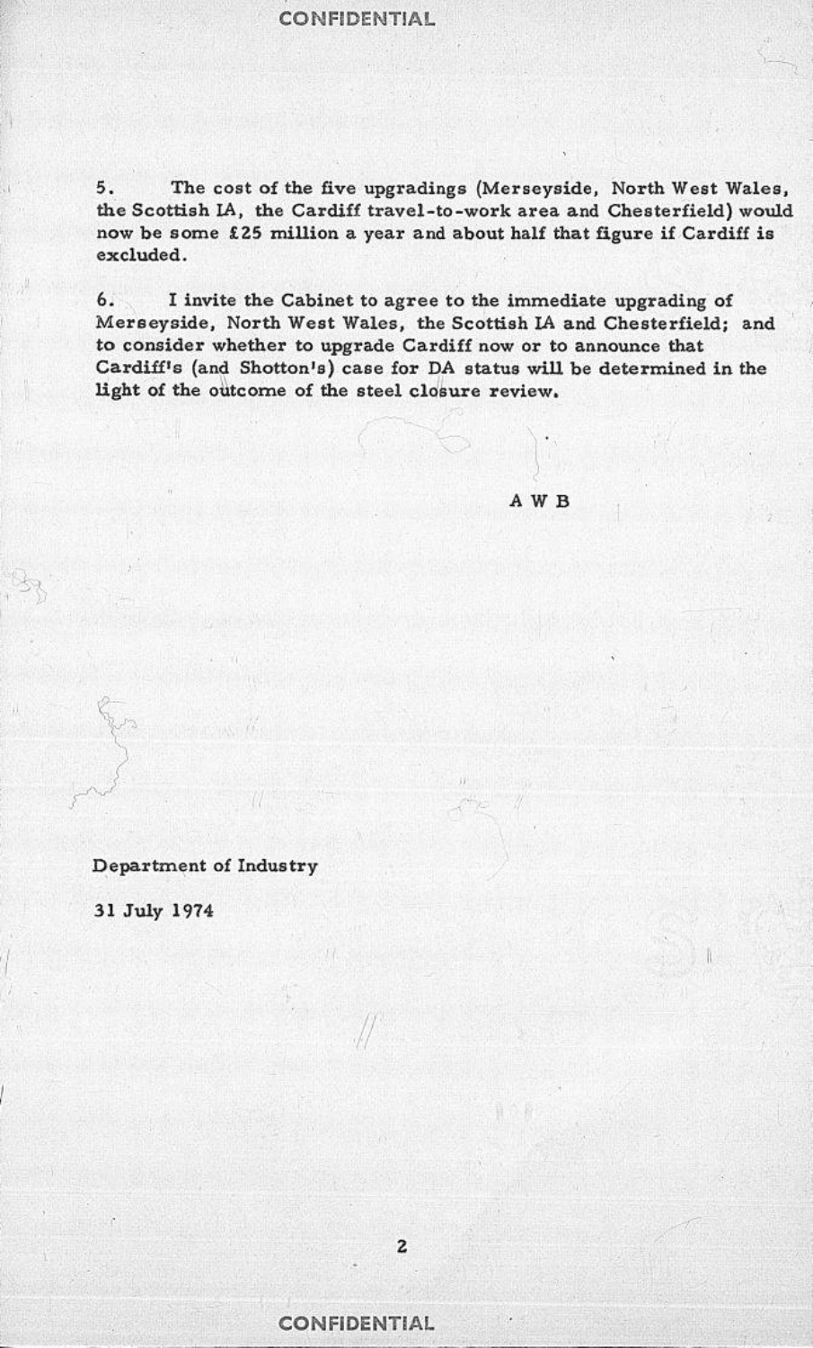5. The cost of the five upgradings (Merseyside, North West Wales, the Scottish IA, the Cardiff travel-to-work area and Chesterfield) would now be some £25 million a year and about half that figure if Cardiff is excluded.

6. I invite the Cabinet to agree to the immediate upgrading of Merseyside, North West Wales, the Scottish IA and Chesterfield; and to consider whether to upgrade Cardiff now or to announce that Cardiff's (and Shotton's) case for DA status will be determined in the light of the outcome of the steel closure review.

A W B

Department of Industry

31 July 1974